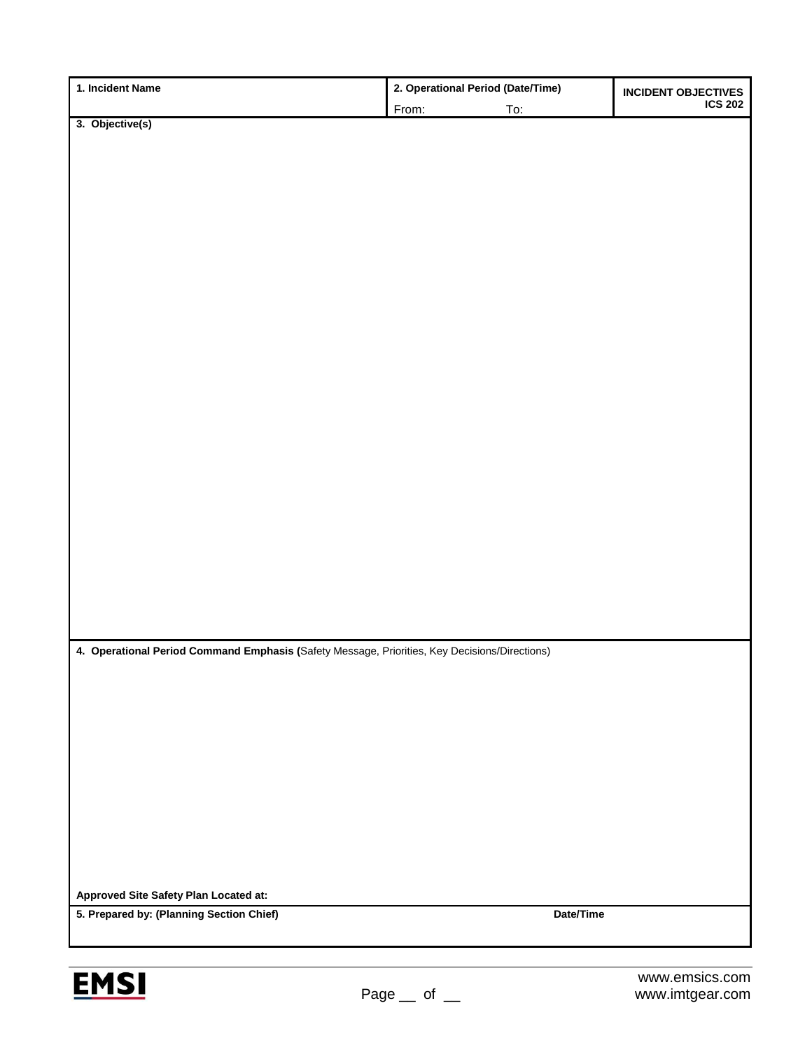| 1. Incident Name | 2. Operational Period (Date/Time) | INCIDENT OBJECTIVES ICS 202 |
| --- | --- | --- |
| | From: To: | |

**3. Objective(s)**

**4. Operational Period Command Emphasis (**Safety Message, Priorities, Key Decisions/Directions)

**Approved Site Safety Plan Located at:**

| 5. Prepared by: (Planning Section Chief) | Date/Time |
| --- | --- |
| | |

EMSI

Page __ of __

www.emsics.com
www.imtgear.com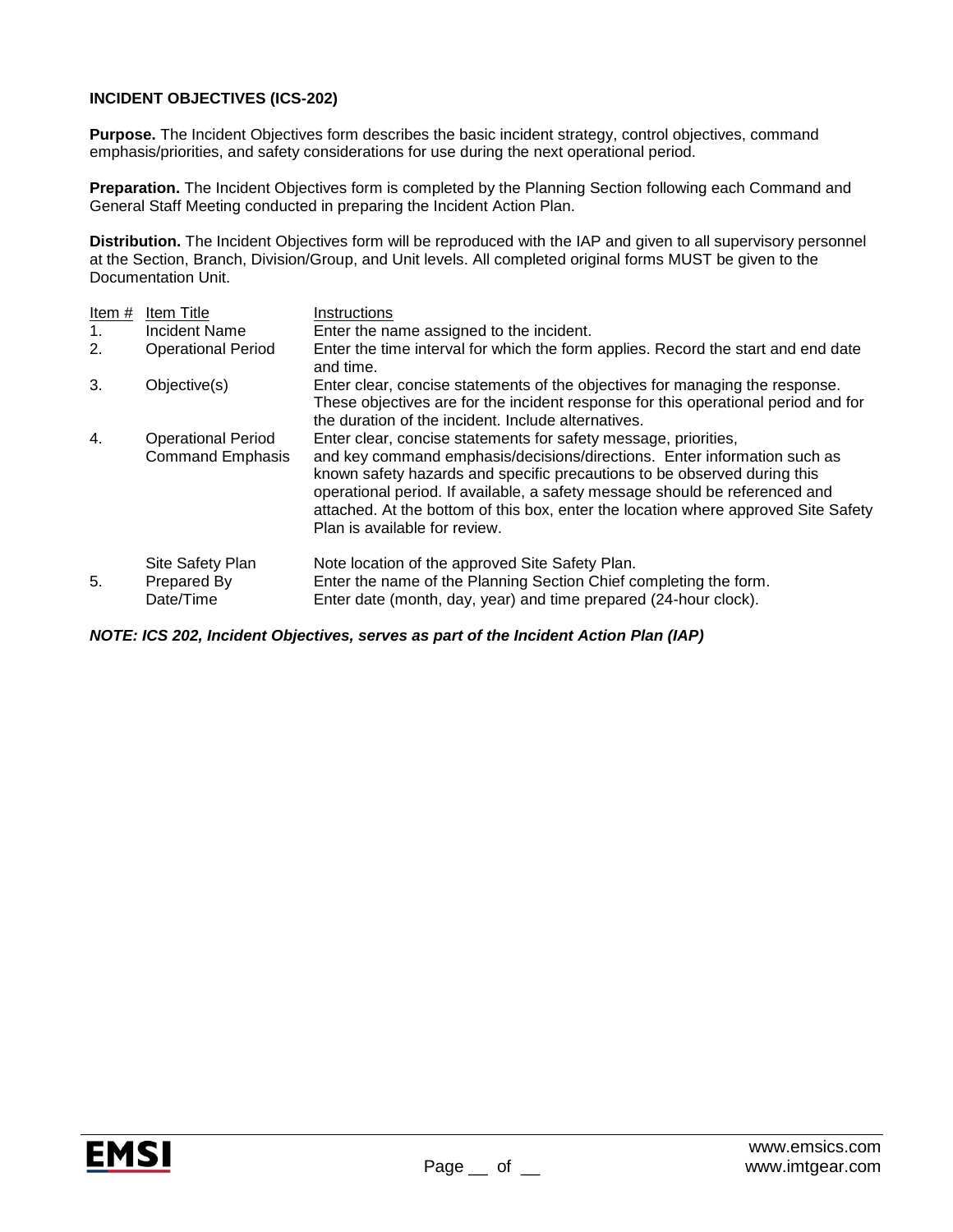**INCIDENT OBJECTIVES (ICS-202)**

**Purpose.** The Incident Objectives form describes the basic incident strategy, control objectives, command emphasis/priorities, and safety considerations for use during the next operational period.

**Preparation.** The Incident Objectives form is completed by the Planning Section following each Command and General Staff Meeting conducted in preparing the Incident Action Plan.

**Distribution.** The Incident Objectives form will be reproduced with the IAP and given to all supervisory personnel at the Section, Branch, Division/Group, and Unit levels. All completed original forms MUST be given to the Documentation Unit.

| Item # | Item Title | Instructions |
|---|---|---|
| 1. | Incident Name | Enter the name assigned to the incident. |
| 2. | Operational Period | Enter the time interval for which the form applies. Record the start and end date and time. |
| 3. | Objective(s) | Enter clear, concise statements of the objectives for managing the response. These objectives are for the incident response for this operational period and for the duration of the incident. Include alternatives. |
| 4. | Operational Period Command Emphasis | Enter clear, concise statements for safety message, priorities, and key command emphasis/decisions/directions. Enter information such as known safety hazards and specific precautions to be observed during this operational period. If available, a safety message should be referenced and attached. At the bottom of this box, enter the location where approved Site Safety Plan is available for review. |
| | Site Safety Plan | Note location of the approved Site Safety Plan. |
| 5. | Prepared By | Enter the name of the Planning Section Chief completing the form. |
| | Date/Time | Enter date (month, day, year) and time prepared (24-hour clock). |

***NOTE: ICS 202, Incident Objectives, serves as part of the Incident Action Plan (IAP)***

www.emsics.com
www.imtgear.com